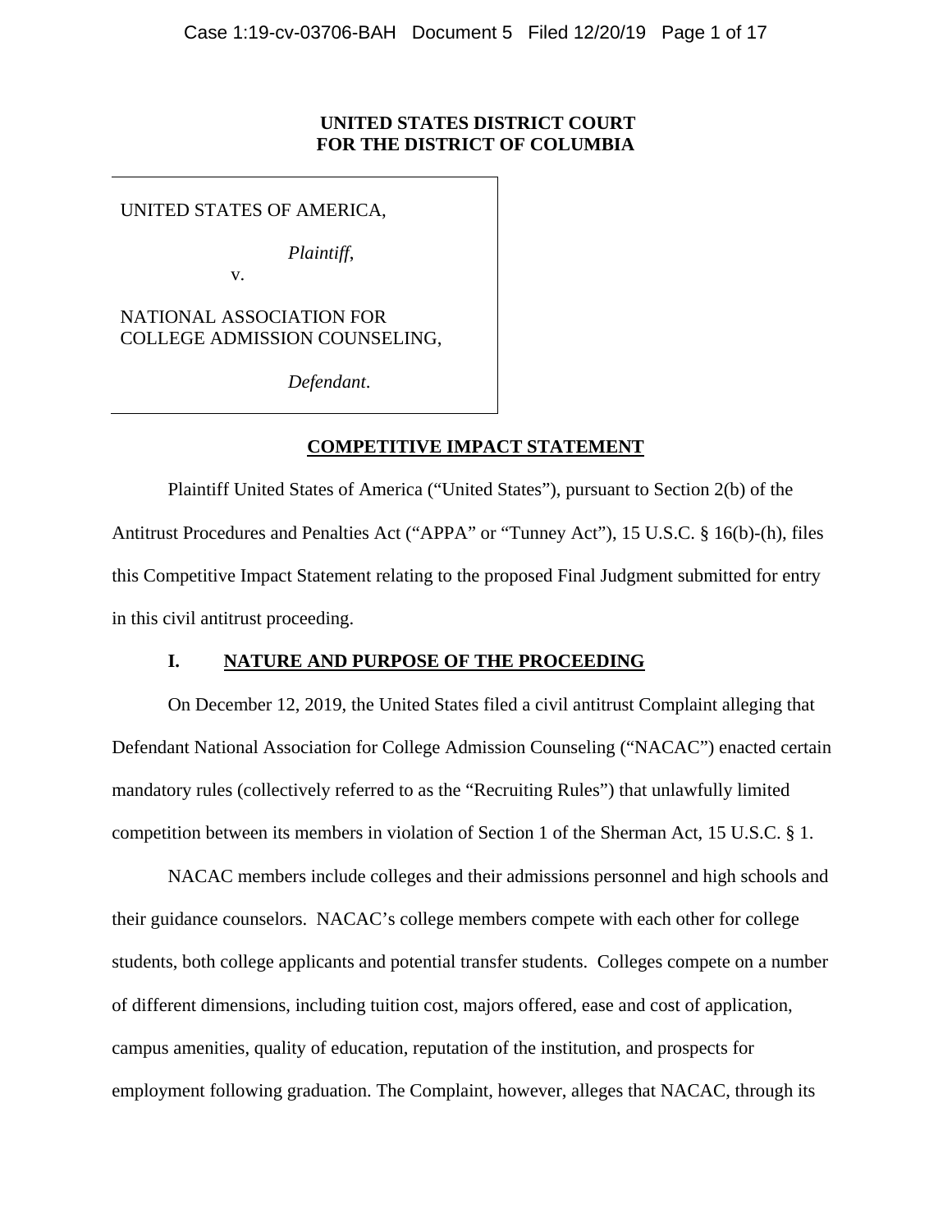**UNITED STATES DISTRICT COURT**
**FOR THE DISTRICT OF COLUMBIA**

UNITED STATES OF AMERICA,

*Plaintiff*,

v.

NATIONAL ASSOCIATION FOR COLLEGE ADMISSION COUNSELING,

*Defendant*.

## COMPETITIVE IMPACT STATEMENT

Plaintiff United States of America ("United States"), pursuant to Section 2(b) of the Antitrust Procedures and Penalties Act ("APPA" or "Tunney Act"), 15 U.S.C. § 16(b)-(h), files this Competitive Impact Statement relating to the proposed Final Judgment submitted for entry in this civil antitrust proceeding.

### I. NATURE AND PURPOSE OF THE PROCEEDING

On December 12, 2019, the United States filed a civil antitrust Complaint alleging that Defendant National Association for College Admission Counseling ("NACAC") enacted certain mandatory rules (collectively referred to as the "Recruiting Rules") that unlawfully limited competition between its members in violation of Section 1 of the Sherman Act, 15 U.S.C. § 1.

NACAC members include colleges and their admissions personnel and high schools and their guidance counselors. NACAC's college members compete with each other for college students, both college applicants and potential transfer students. Colleges compete on a number of different dimensions, including tuition cost, majors offered, ease and cost of application, campus amenities, quality of education, reputation of the institution, and prospects for employment following graduation. The Complaint, however, alleges that NACAC, through its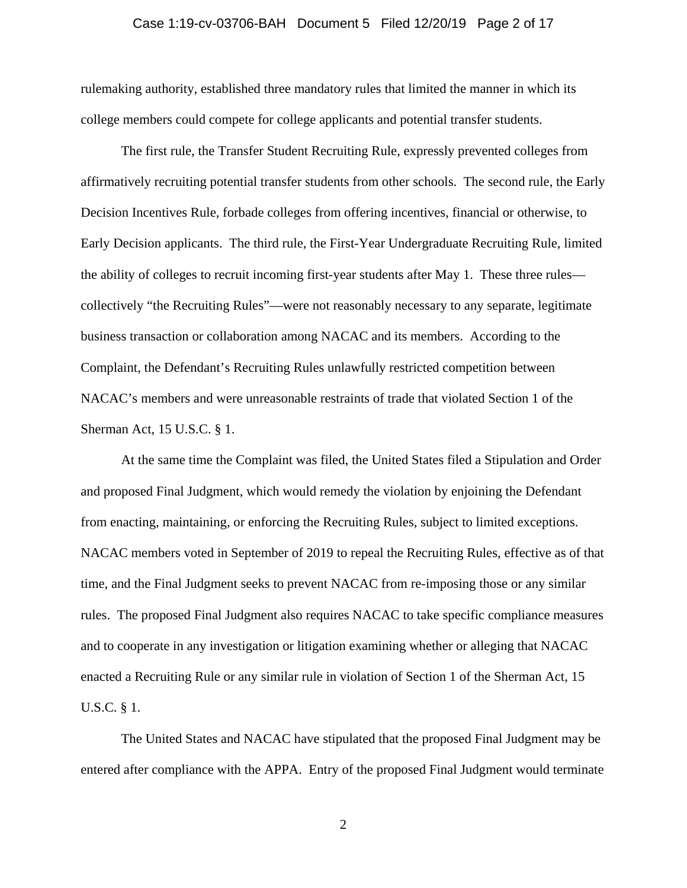rulemaking authority, established three mandatory rules that limited the manner in which its college members could compete for college applicants and potential transfer students.

The first rule, the Transfer Student Recruiting Rule, expressly prevented colleges from affirmatively recruiting potential transfer students from other schools. The second rule, the Early Decision Incentives Rule, forbade colleges from offering incentives, financial or otherwise, to Early Decision applicants. The third rule, the First-Year Undergraduate Recruiting Rule, limited the ability of colleges to recruit incoming first-year students after May 1. These three rules—collectively "the Recruiting Rules"—were not reasonably necessary to any separate, legitimate business transaction or collaboration among NACAC and its members. According to the Complaint, the Defendant's Recruiting Rules unlawfully restricted competition between NACAC's members and were unreasonable restraints of trade that violated Section 1 of the Sherman Act, 15 U.S.C. § 1.

At the same time the Complaint was filed, the United States filed a Stipulation and Order and proposed Final Judgment, which would remedy the violation by enjoining the Defendant from enacting, maintaining, or enforcing the Recruiting Rules, subject to limited exceptions. NACAC members voted in September of 2019 to repeal the Recruiting Rules, effective as of that time, and the Final Judgment seeks to prevent NACAC from re-imposing those or any similar rules. The proposed Final Judgment also requires NACAC to take specific compliance measures and to cooperate in any investigation or litigation examining whether or alleging that NACAC enacted a Recruiting Rule or any similar rule in violation of Section 1 of the Sherman Act, 15 U.S.C. § 1.

The United States and NACAC have stipulated that the proposed Final Judgment may be entered after compliance with the APPA. Entry of the proposed Final Judgment would terminate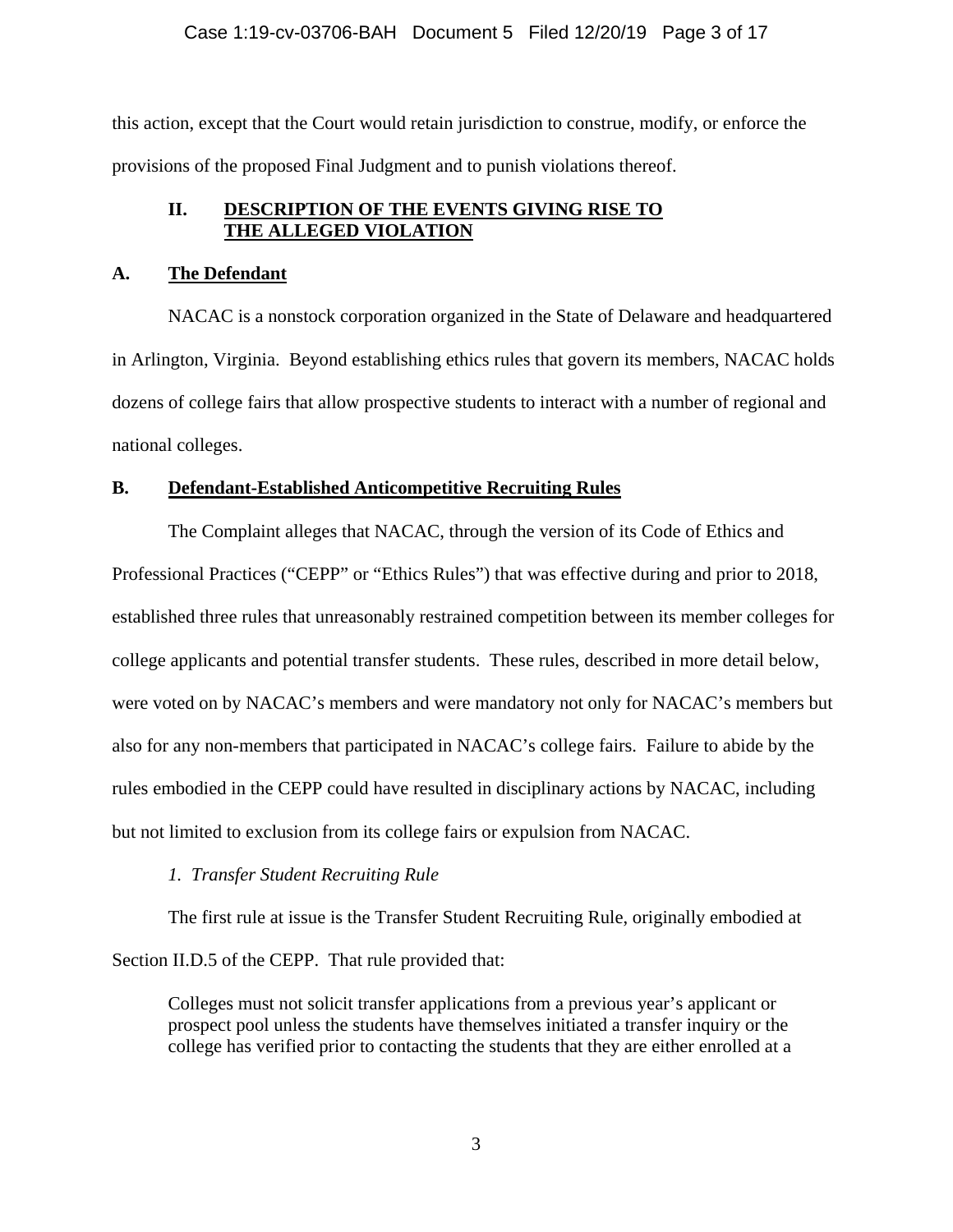this action, except that the Court would retain jurisdiction to construe, modify, or enforce the provisions of the proposed Final Judgment and to punish violations thereof.

## II. DESCRIPTION OF THE EVENTS GIVING RISE TO THE ALLEGED VIOLATION

### A. The Defendant

NACAC is a nonstock corporation organized in the State of Delaware and headquartered in Arlington, Virginia. Beyond establishing ethics rules that govern its members, NACAC holds dozens of college fairs that allow prospective students to interact with a number of regional and national colleges.

### B. Defendant-Established Anticompetitive Recruiting Rules

The Complaint alleges that NACAC, through the version of its Code of Ethics and Professional Practices ("CEPP" or "Ethics Rules") that was effective during and prior to 2018, established three rules that unreasonably restrained competition between its member colleges for college applicants and potential transfer students. These rules, described in more detail below, were voted on by NACAC's members and were mandatory not only for NACAC's members but also for any non-members that participated in NACAC's college fairs. Failure to abide by the rules embodied in the CEPP could have resulted in disciplinary actions by NACAC, including but not limited to exclusion from its college fairs or expulsion from NACAC.

*1. Transfer Student Recruiting Rule*

The first rule at issue is the Transfer Student Recruiting Rule, originally embodied at Section II.D.5 of the CEPP. That rule provided that:

> Colleges must not solicit transfer applications from a previous year's applicant or prospect pool unless the students have themselves initiated a transfer inquiry or the college has verified prior to contacting the students that they are either enrolled at a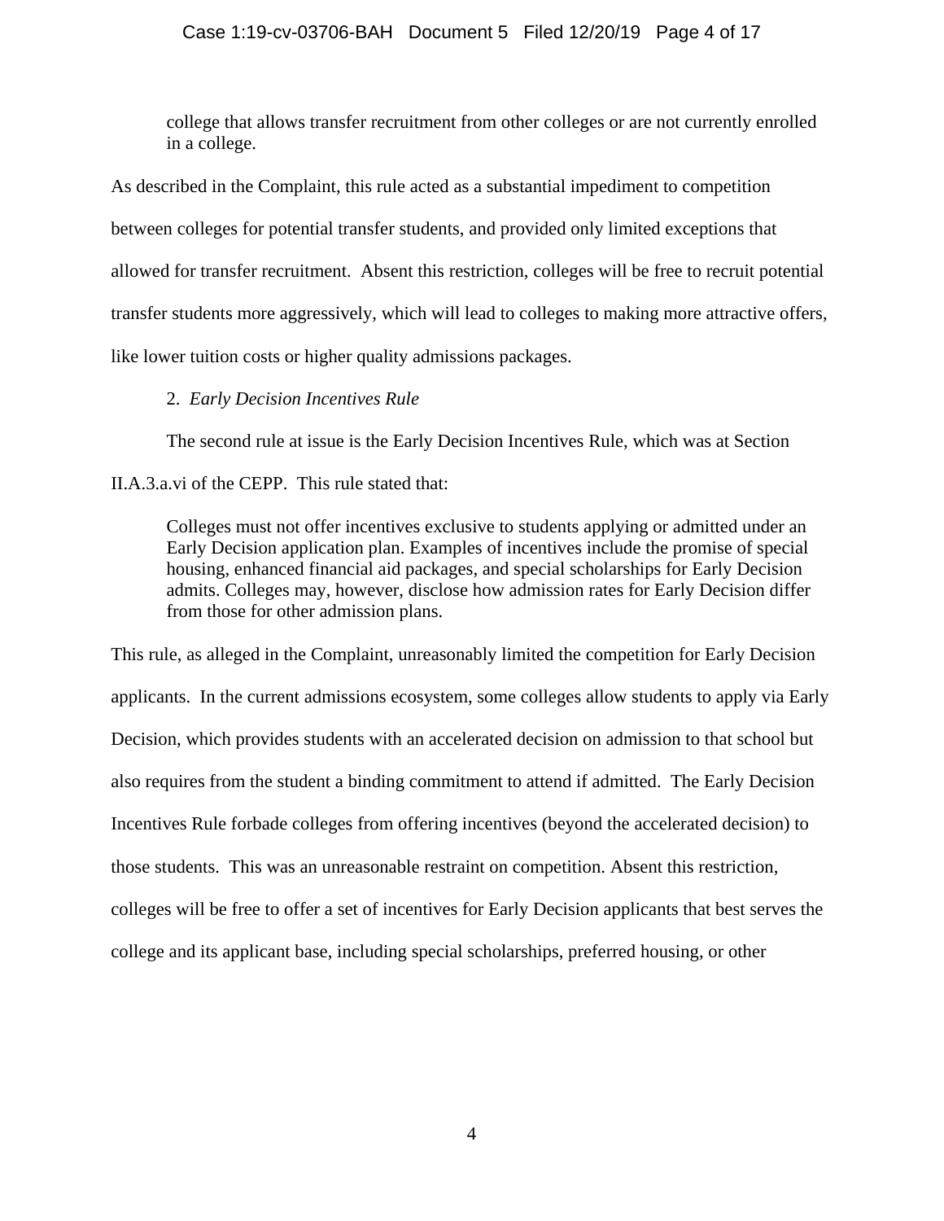> college that allows transfer recruitment from other colleges or are not currently enrolled in a college.

As described in the Complaint, this rule acted as a substantial impediment to competition between colleges for potential transfer students, and provided only limited exceptions that allowed for transfer recruitment. Absent this restriction, colleges will be free to recruit potential transfer students more aggressively, which will lead to colleges to making more attractive offers, like lower tuition costs or higher quality admissions packages.

2. *Early Decision Incentives Rule*

The second rule at issue is the Early Decision Incentives Rule, which was at Section II.A.3.a.vi of the CEPP. This rule stated that:

> Colleges must not offer incentives exclusive to students applying or admitted under an Early Decision application plan. Examples of incentives include the promise of special housing, enhanced financial aid packages, and special scholarships for Early Decision admits. Colleges may, however, disclose how admission rates for Early Decision differ from those for other admission plans.

This rule, as alleged in the Complaint, unreasonably limited the competition for Early Decision applicants. In the current admissions ecosystem, some colleges allow students to apply via Early Decision, which provides students with an accelerated decision on admission to that school but also requires from the student a binding commitment to attend if admitted. The Early Decision Incentives Rule forbade colleges from offering incentives (beyond the accelerated decision) to those students. This was an unreasonable restraint on competition. Absent this restriction, colleges will be free to offer a set of incentives for Early Decision applicants that best serves the college and its applicant base, including special scholarships, preferred housing, or other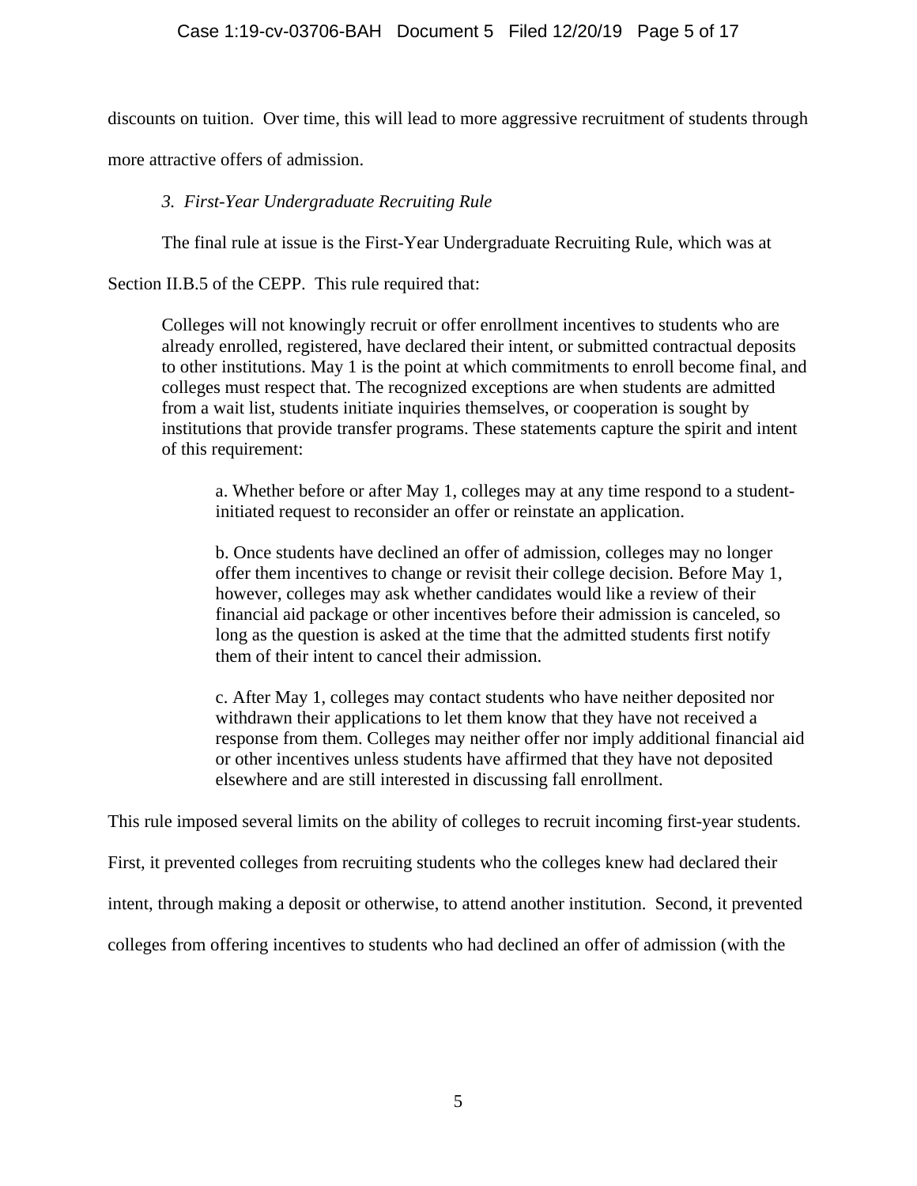discounts on tuition. Over time, this will lead to more aggressive recruitment of students through more attractive offers of admission.

*3. First-Year Undergraduate Recruiting Rule*

The final rule at issue is the First-Year Undergraduate Recruiting Rule, which was at Section II.B.5 of the CEPP. This rule required that:

> Colleges will not knowingly recruit or offer enrollment incentives to students who are already enrolled, registered, have declared their intent, or submitted contractual deposits to other institutions. May 1 is the point at which commitments to enroll become final, and colleges must respect that. The recognized exceptions are when students are admitted from a wait list, students initiate inquiries themselves, or cooperation is sought by institutions that provide transfer programs. These statements capture the spirit and intent of this requirement:
>
> > a. Whether before or after May 1, colleges may at any time respond to a student-initiated request to reconsider an offer or reinstate an application.
> >
> > b. Once students have declined an offer of admission, colleges may no longer offer them incentives to change or revisit their college decision. Before May 1, however, colleges may ask whether candidates would like a review of their financial aid package or other incentives before their admission is canceled, so long as the question is asked at the time that the admitted students first notify them of their intent to cancel their admission.
> >
> > c. After May 1, colleges may contact students who have neither deposited nor withdrawn their applications to let them know that they have not received a response from them. Colleges may neither offer nor imply additional financial aid or other incentives unless students have affirmed that they have not deposited elsewhere and are still interested in discussing fall enrollment.

This rule imposed several limits on the ability of colleges to recruit incoming first-year students. First, it prevented colleges from recruiting students who the colleges knew had declared their intent, through making a deposit or otherwise, to attend another institution. Second, it prevented colleges from offering incentives to students who had declined an offer of admission (with the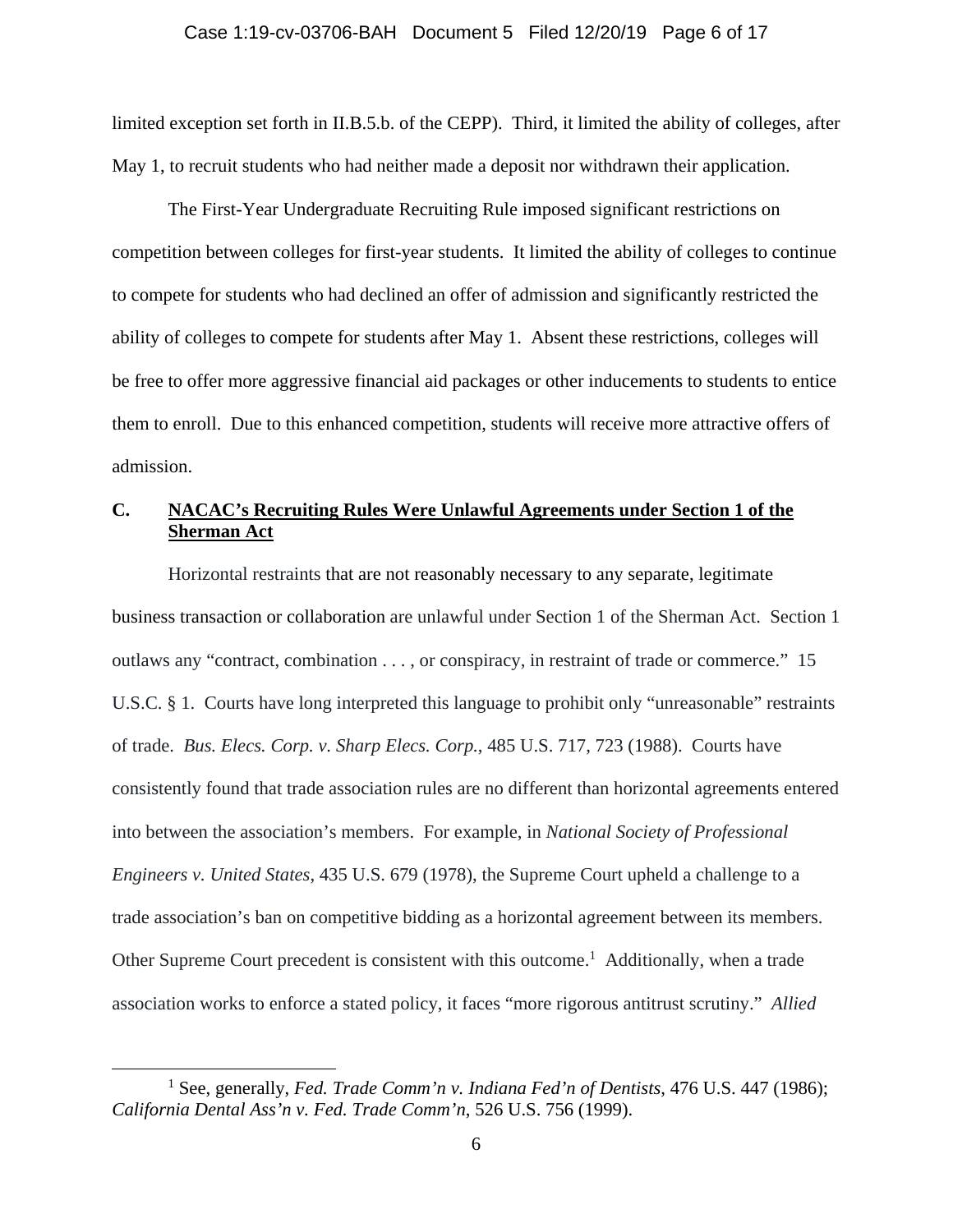limited exception set forth in II.B.5.b. of the CEPP). Third, it limited the ability of colleges, after May 1, to recruit students who had neither made a deposit nor withdrawn their application.

The First-Year Undergraduate Recruiting Rule imposed significant restrictions on competition between colleges for first-year students. It limited the ability of colleges to continue to compete for students who had declined an offer of admission and significantly restricted the ability of colleges to compete for students after May 1. Absent these restrictions, colleges will be free to offer more aggressive financial aid packages or other inducements to students to entice them to enroll. Due to this enhanced competition, students will receive more attractive offers of admission.

### C. NACAC's Recruiting Rules Were Unlawful Agreements under Section 1 of the Sherman Act

Horizontal restraints that are not reasonably necessary to any separate, legitimate business transaction or collaboration are unlawful under Section 1 of the Sherman Act. Section 1 outlaws any "contract, combination . . . , or conspiracy, in restraint of trade or commerce." 15 U.S.C. § 1. Courts have long interpreted this language to prohibit only "unreasonable" restraints of trade. *Bus. Elecs. Corp. v. Sharp Elecs. Corp.*, 485 U.S. 717, 723 (1988). Courts have consistently found that trade association rules are no different than horizontal agreements entered into between the association's members. For example, in *National Society of Professional Engineers v. United States*, 435 U.S. 679 (1978), the Supreme Court upheld a challenge to a trade association's ban on competitive bidding as a horizontal agreement between its members. Other Supreme Court precedent is consistent with this outcome.[1] Additionally, when a trade association works to enforce a stated policy, it faces "more rigorous antitrust scrutiny." *Allied*

---

[1] See, generally, *Fed. Trade Comm'n v. Indiana Fed'n of Dentists*, 476 U.S. 447 (1986); *California Dental Ass'n v. Fed. Trade Comm'n*, 526 U.S. 756 (1999).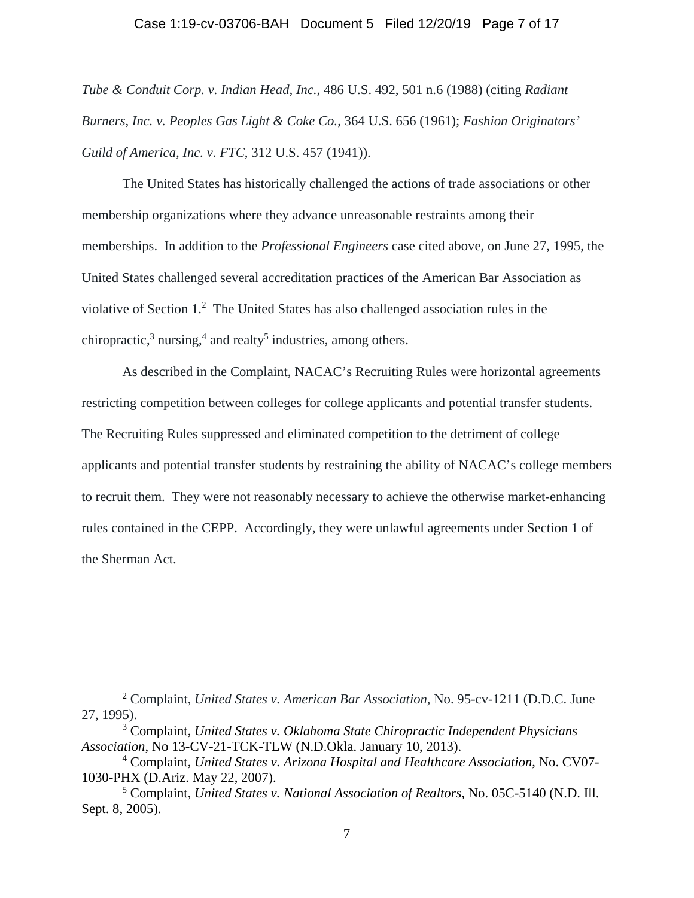*Tube & Conduit Corp. v. Indian Head, Inc.*, 486 U.S. 492, 501 n.6 (1988) (citing *Radiant Burners, Inc. v. Peoples Gas Light & Coke Co.*, 364 U.S. 656 (1961); *Fashion Originators' Guild of America, Inc. v. FTC*, 312 U.S. 457 (1941)).

The United States has historically challenged the actions of trade associations or other membership organizations where they advance unreasonable restraints among their memberships. In addition to the *Professional Engineers* case cited above, on June 27, 1995, the United States challenged several accreditation practices of the American Bar Association as violative of Section 1.[2] The United States has also challenged association rules in the chiropractic,[3] nursing,[4] and realty[5] industries, among others.

As described in the Complaint, NACAC's Recruiting Rules were horizontal agreements restricting competition between colleges for college applicants and potential transfer students. The Recruiting Rules suppressed and eliminated competition to the detriment of college applicants and potential transfer students by restraining the ability of NACAC's college members to recruit them. They were not reasonably necessary to achieve the otherwise market-enhancing rules contained in the CEPP. Accordingly, they were unlawful agreements under Section 1 of the Sherman Act.

---

[2] Complaint, *United States v. American Bar Association*, No. 95-cv-1211 (D.D.C. June 27, 1995).

[3] Complaint, *United States v. Oklahoma State Chiropractic Independent Physicians Association*, No 13-CV-21-TCK-TLW (N.D.Okla. January 10, 2013).

[4] Complaint, *United States v. Arizona Hospital and Healthcare Association*, No. CV07-1030-PHX (D.Ariz. May 22, 2007).

[5] Complaint, *United States v. National Association of Realtors*, No. 05C-5140 (N.D. Ill. Sept. 8, 2005).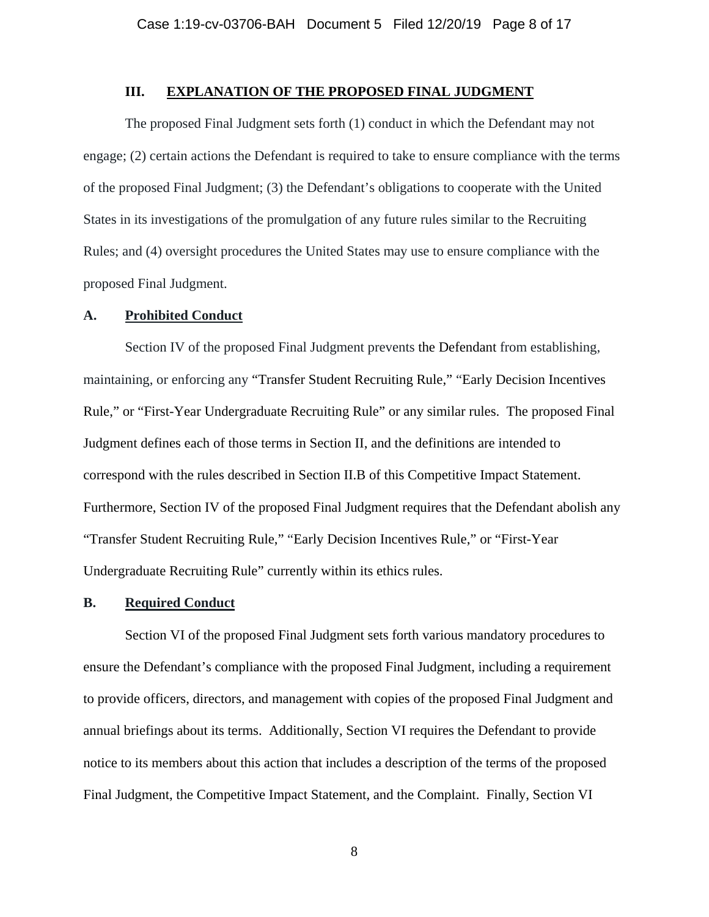## III. EXPLANATION OF THE PROPOSED FINAL JUDGMENT

The proposed Final Judgment sets forth (1) conduct in which the Defendant may not engage; (2) certain actions the Defendant is required to take to ensure compliance with the terms of the proposed Final Judgment; (3) the Defendant's obligations to cooperate with the United States in its investigations of the promulgation of any future rules similar to the Recruiting Rules; and (4) oversight procedures the United States may use to ensure compliance with the proposed Final Judgment.

### A. Prohibited Conduct

Section IV of the proposed Final Judgment prevents the Defendant from establishing, maintaining, or enforcing any "Transfer Student Recruiting Rule," "Early Decision Incentives Rule," or "First-Year Undergraduate Recruiting Rule" or any similar rules. The proposed Final Judgment defines each of those terms in Section II, and the definitions are intended to correspond with the rules described in Section II.B of this Competitive Impact Statement. Furthermore, Section IV of the proposed Final Judgment requires that the Defendant abolish any "Transfer Student Recruiting Rule," "Early Decision Incentives Rule," or "First-Year Undergraduate Recruiting Rule" currently within its ethics rules.

### B. Required Conduct

Section VI of the proposed Final Judgment sets forth various mandatory procedures to ensure the Defendant's compliance with the proposed Final Judgment, including a requirement to provide officers, directors, and management with copies of the proposed Final Judgment and annual briefings about its terms. Additionally, Section VI requires the Defendant to provide notice to its members about this action that includes a description of the terms of the proposed Final Judgment, the Competitive Impact Statement, and the Complaint. Finally, Section VI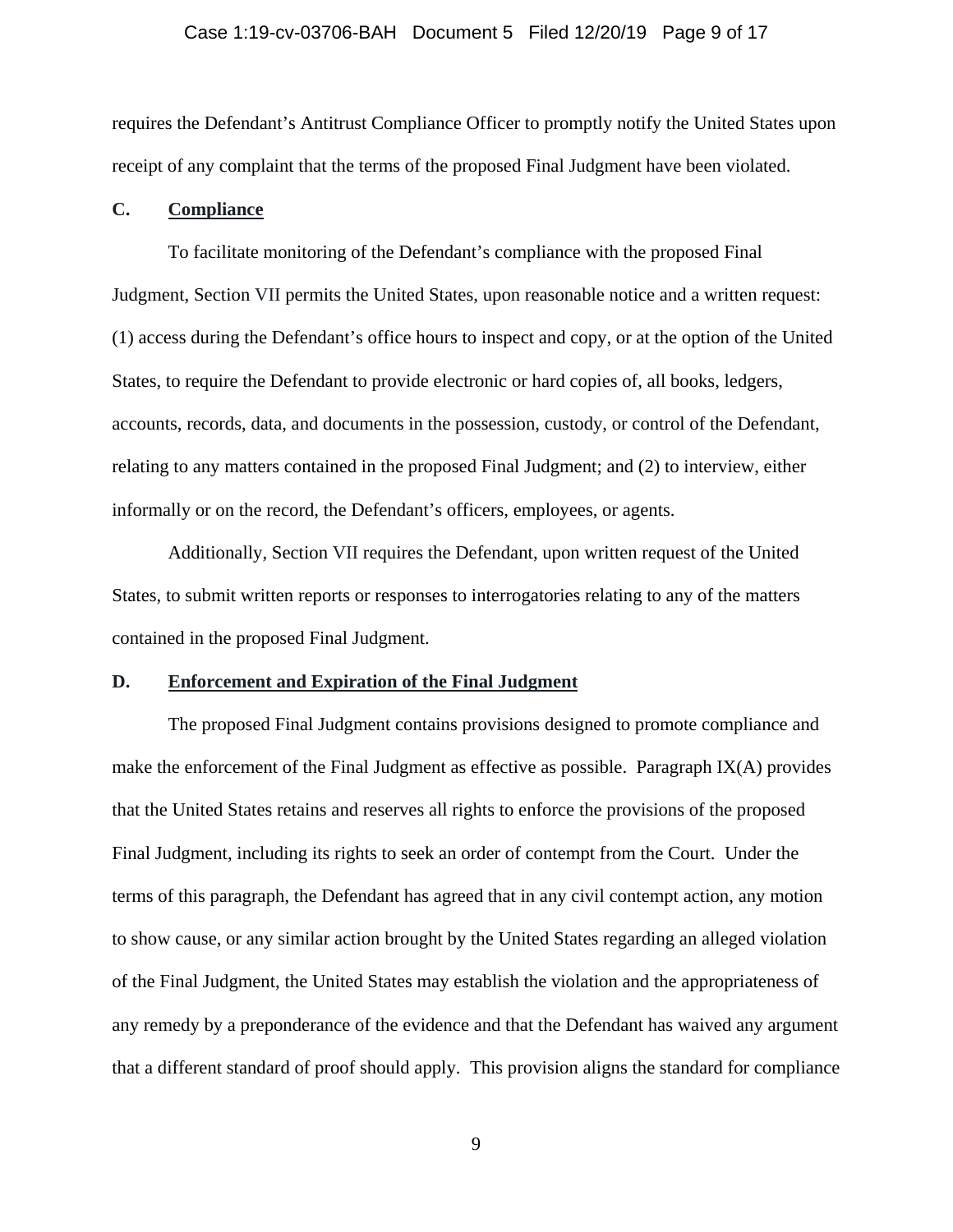requires the Defendant's Antitrust Compliance Officer to promptly notify the United States upon receipt of any complaint that the terms of the proposed Final Judgment have been violated.

### C. Compliance

To facilitate monitoring of the Defendant's compliance with the proposed Final Judgment, Section VII permits the United States, upon reasonable notice and a written request: (1) access during the Defendant's office hours to inspect and copy, or at the option of the United States, to require the Defendant to provide electronic or hard copies of, all books, ledgers, accounts, records, data, and documents in the possession, custody, or control of the Defendant, relating to any matters contained in the proposed Final Judgment; and (2) to interview, either informally or on the record, the Defendant's officers, employees, or agents.

Additionally, Section VII requires the Defendant, upon written request of the United States, to submit written reports or responses to interrogatories relating to any of the matters contained in the proposed Final Judgment.

### D. Enforcement and Expiration of the Final Judgment

The proposed Final Judgment contains provisions designed to promote compliance and make the enforcement of the Final Judgment as effective as possible. Paragraph IX(A) provides that the United States retains and reserves all rights to enforce the provisions of the proposed Final Judgment, including its rights to seek an order of contempt from the Court. Under the terms of this paragraph, the Defendant has agreed that in any civil contempt action, any motion to show cause, or any similar action brought by the United States regarding an alleged violation of the Final Judgment, the United States may establish the violation and the appropriateness of any remedy by a preponderance of the evidence and that the Defendant has waived any argument that a different standard of proof should apply. This provision aligns the standard for compliance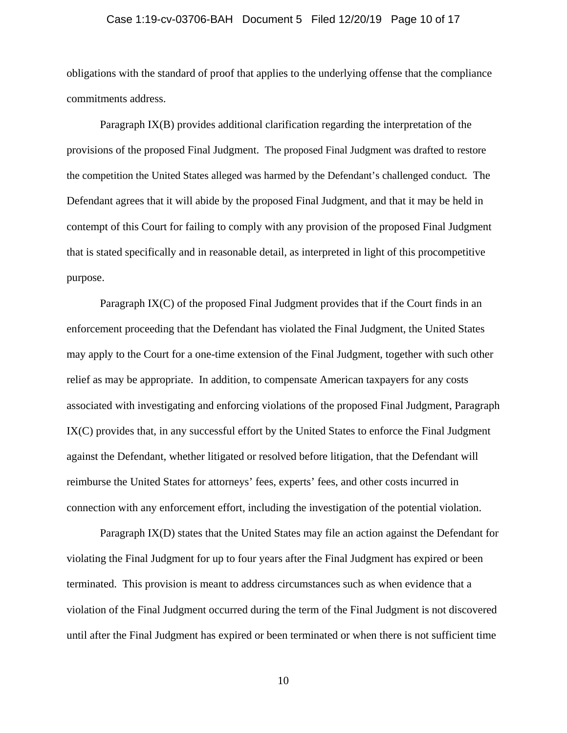obligations with the standard of proof that applies to the underlying offense that the compliance commitments address.

Paragraph IX(B) provides additional clarification regarding the interpretation of the provisions of the proposed Final Judgment. The proposed Final Judgment was drafted to restore the competition the United States alleged was harmed by the Defendant's challenged conduct. The Defendant agrees that it will abide by the proposed Final Judgment, and that it may be held in contempt of this Court for failing to comply with any provision of the proposed Final Judgment that is stated specifically and in reasonable detail, as interpreted in light of this procompetitive purpose.

Paragraph IX(C) of the proposed Final Judgment provides that if the Court finds in an enforcement proceeding that the Defendant has violated the Final Judgment, the United States may apply to the Court for a one-time extension of the Final Judgment, together with such other relief as may be appropriate. In addition, to compensate American taxpayers for any costs associated with investigating and enforcing violations of the proposed Final Judgment, Paragraph IX(C) provides that, in any successful effort by the United States to enforce the Final Judgment against the Defendant, whether litigated or resolved before litigation, that the Defendant will reimburse the United States for attorneys' fees, experts' fees, and other costs incurred in connection with any enforcement effort, including the investigation of the potential violation.

Paragraph IX(D) states that the United States may file an action against the Defendant for violating the Final Judgment for up to four years after the Final Judgment has expired or been terminated. This provision is meant to address circumstances such as when evidence that a violation of the Final Judgment occurred during the term of the Final Judgment is not discovered until after the Final Judgment has expired or been terminated or when there is not sufficient time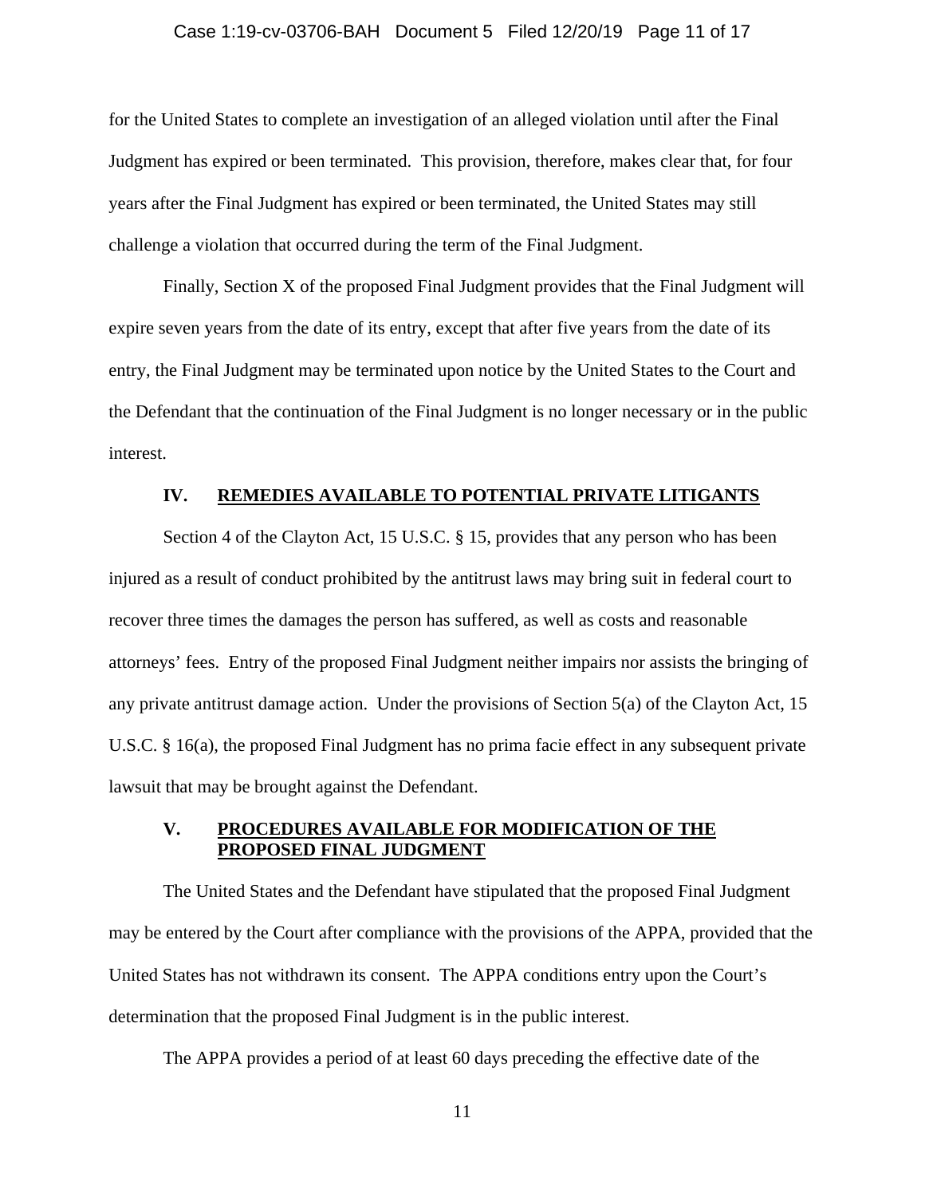for the United States to complete an investigation of an alleged violation until after the Final Judgment has expired or been terminated. This provision, therefore, makes clear that, for four years after the Final Judgment has expired or been terminated, the United States may still challenge a violation that occurred during the term of the Final Judgment.

Finally, Section X of the proposed Final Judgment provides that the Final Judgment will expire seven years from the date of its entry, except that after five years from the date of its entry, the Final Judgment may be terminated upon notice by the United States to the Court and the Defendant that the continuation of the Final Judgment is no longer necessary or in the public interest.

## IV. REMEDIES AVAILABLE TO POTENTIAL PRIVATE LITIGANTS

Section 4 of the Clayton Act, 15 U.S.C. § 15, provides that any person who has been injured as a result of conduct prohibited by the antitrust laws may bring suit in federal court to recover three times the damages the person has suffered, as well as costs and reasonable attorneys' fees. Entry of the proposed Final Judgment neither impairs nor assists the bringing of any private antitrust damage action. Under the provisions of Section 5(a) of the Clayton Act, 15 U.S.C. § 16(a), the proposed Final Judgment has no prima facie effect in any subsequent private lawsuit that may be brought against the Defendant.

## V. PROCEDURES AVAILABLE FOR MODIFICATION OF THE PROPOSED FINAL JUDGMENT

The United States and the Defendant have stipulated that the proposed Final Judgment may be entered by the Court after compliance with the provisions of the APPA, provided that the United States has not withdrawn its consent. The APPA conditions entry upon the Court's determination that the proposed Final Judgment is in the public interest.

The APPA provides a period of at least 60 days preceding the effective date of the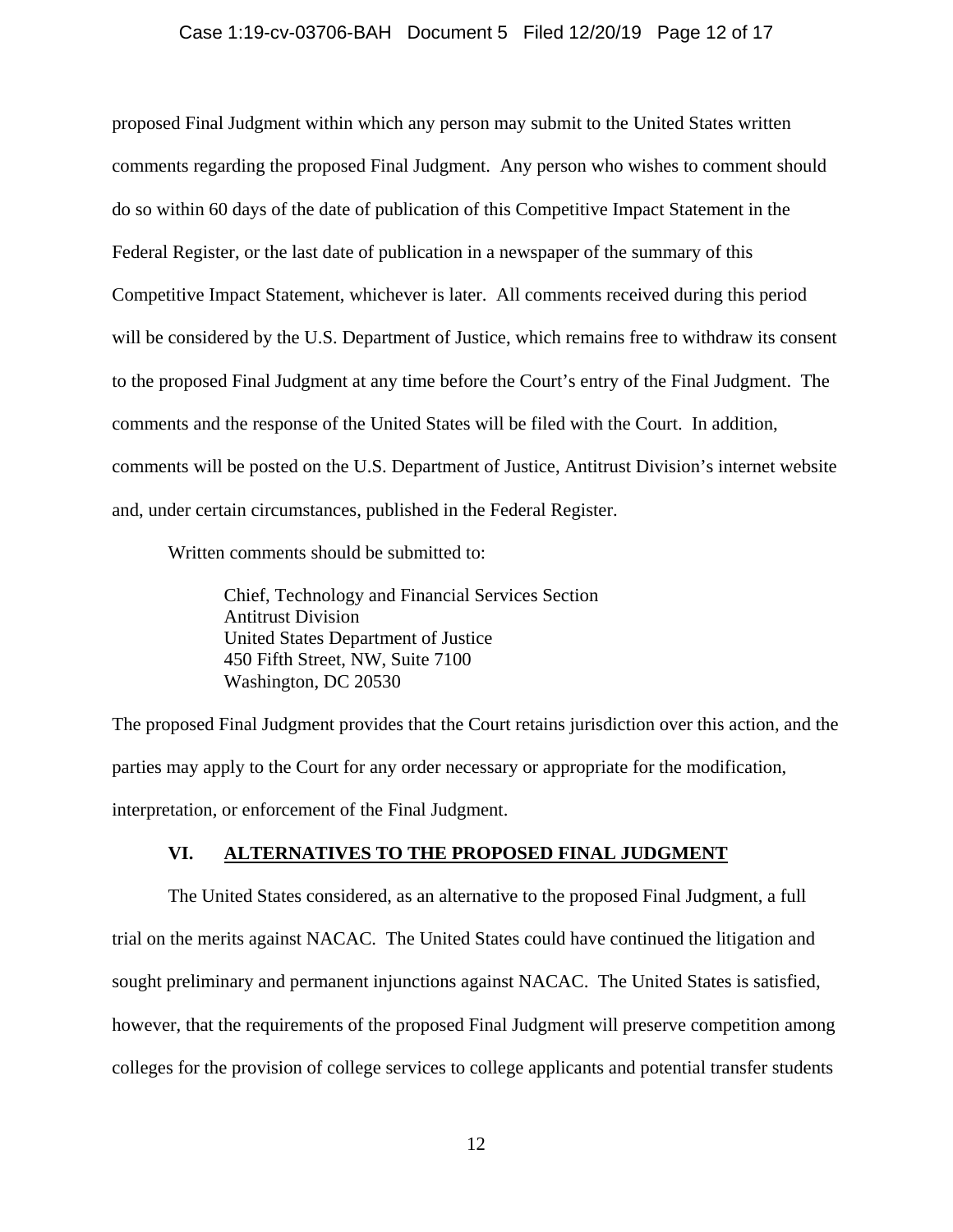proposed Final Judgment within which any person may submit to the United States written comments regarding the proposed Final Judgment. Any person who wishes to comment should do so within 60 days of the date of publication of this Competitive Impact Statement in the Federal Register, or the last date of publication in a newspaper of the summary of this Competitive Impact Statement, whichever is later. All comments received during this period will be considered by the U.S. Department of Justice, which remains free to withdraw its consent to the proposed Final Judgment at any time before the Court's entry of the Final Judgment. The comments and the response of the United States will be filed with the Court. In addition, comments will be posted on the U.S. Department of Justice, Antitrust Division's internet website and, under certain circumstances, published in the Federal Register.

Written comments should be submitted to:

> Chief, Technology and Financial Services Section
> Antitrust Division
> United States Department of Justice
> 450 Fifth Street, NW, Suite 7100
> Washington, DC 20530

The proposed Final Judgment provides that the Court retains jurisdiction over this action, and the parties may apply to the Court for any order necessary or appropriate for the modification, interpretation, or enforcement of the Final Judgment.

## VI. ALTERNATIVES TO THE PROPOSED FINAL JUDGMENT

The United States considered, as an alternative to the proposed Final Judgment, a full trial on the merits against NACAC. The United States could have continued the litigation and sought preliminary and permanent injunctions against NACAC. The United States is satisfied, however, that the requirements of the proposed Final Judgment will preserve competition among colleges for the provision of college services to college applicants and potential transfer students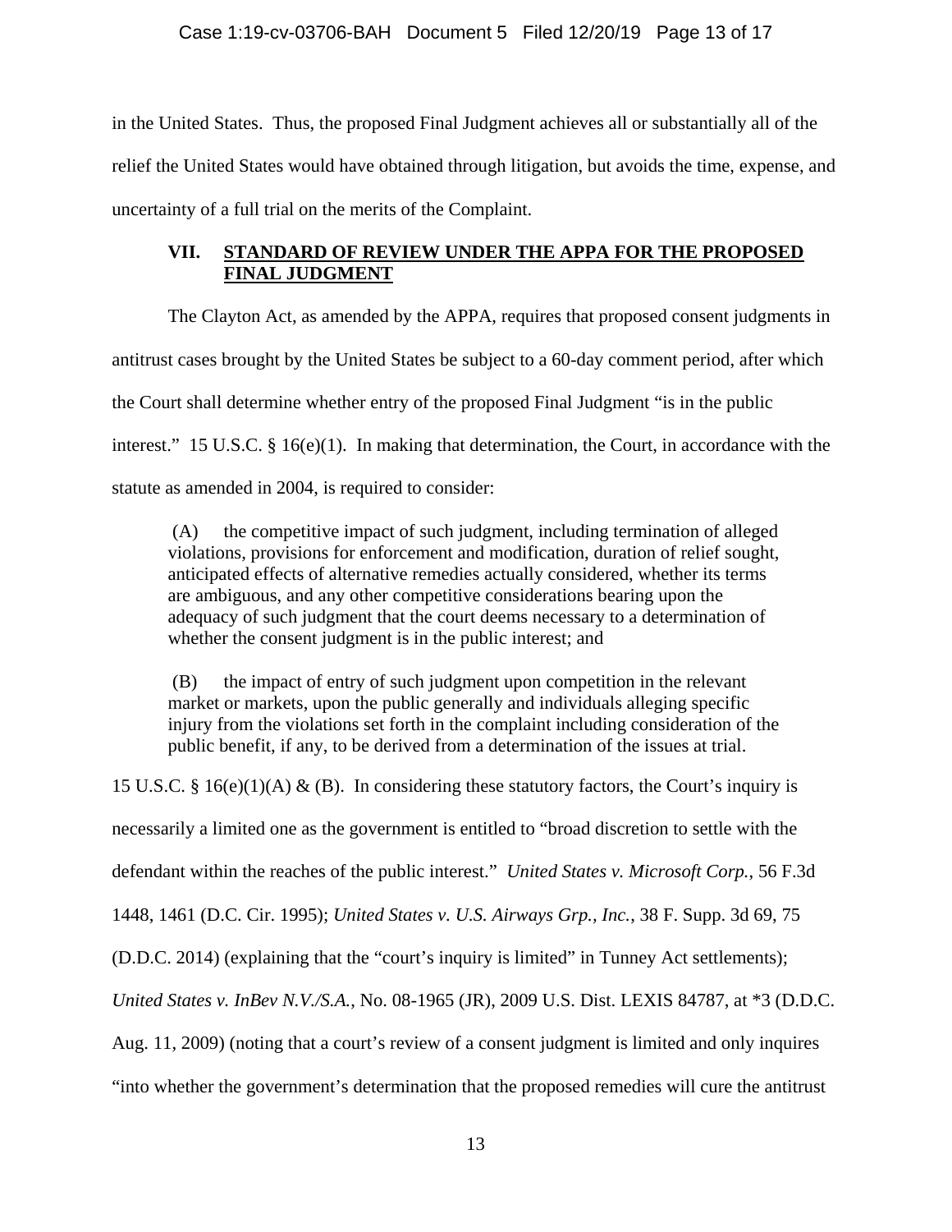in the United States. Thus, the proposed Final Judgment achieves all or substantially all of the relief the United States would have obtained through litigation, but avoids the time, expense, and uncertainty of a full trial on the merits of the Complaint.

## VII. STANDARD OF REVIEW UNDER THE APPA FOR THE PROPOSED FINAL JUDGMENT

The Clayton Act, as amended by the APPA, requires that proposed consent judgments in antitrust cases brought by the United States be subject to a 60-day comment period, after which the Court shall determine whether entry of the proposed Final Judgment "is in the public interest." 15 U.S.C. § 16(e)(1). In making that determination, the Court, in accordance with the statute as amended in 2004, is required to consider:

> (A) the competitive impact of such judgment, including termination of alleged violations, provisions for enforcement and modification, duration of relief sought, anticipated effects of alternative remedies actually considered, whether its terms are ambiguous, and any other competitive considerations bearing upon the adequacy of such judgment that the court deems necessary to a determination of whether the consent judgment is in the public interest; and
>
> (B) the impact of entry of such judgment upon competition in the relevant market or markets, upon the public generally and individuals alleging specific injury from the violations set forth in the complaint including consideration of the public benefit, if any, to be derived from a determination of the issues at trial.

15 U.S.C. § 16(e)(1)(A) & (B). In considering these statutory factors, the Court's inquiry is necessarily a limited one as the government is entitled to "broad discretion to settle with the defendant within the reaches of the public interest." *United States v. Microsoft Corp.*, 56 F.3d 1448, 1461 (D.C. Cir. 1995); *United States v. U.S. Airways Grp., Inc.*, 38 F. Supp. 3d 69, 75 (D.D.C. 2014) (explaining that the "court's inquiry is limited" in Tunney Act settlements); *United States v. InBev N.V./S.A.*, No. 08-1965 (JR), 2009 U.S. Dist. LEXIS 84787, at *3 (D.D.C. Aug. 11, 2009) (noting that a court's review of a consent judgment is limited and only inquires "into whether the government's determination that the proposed remedies will cure the antitrust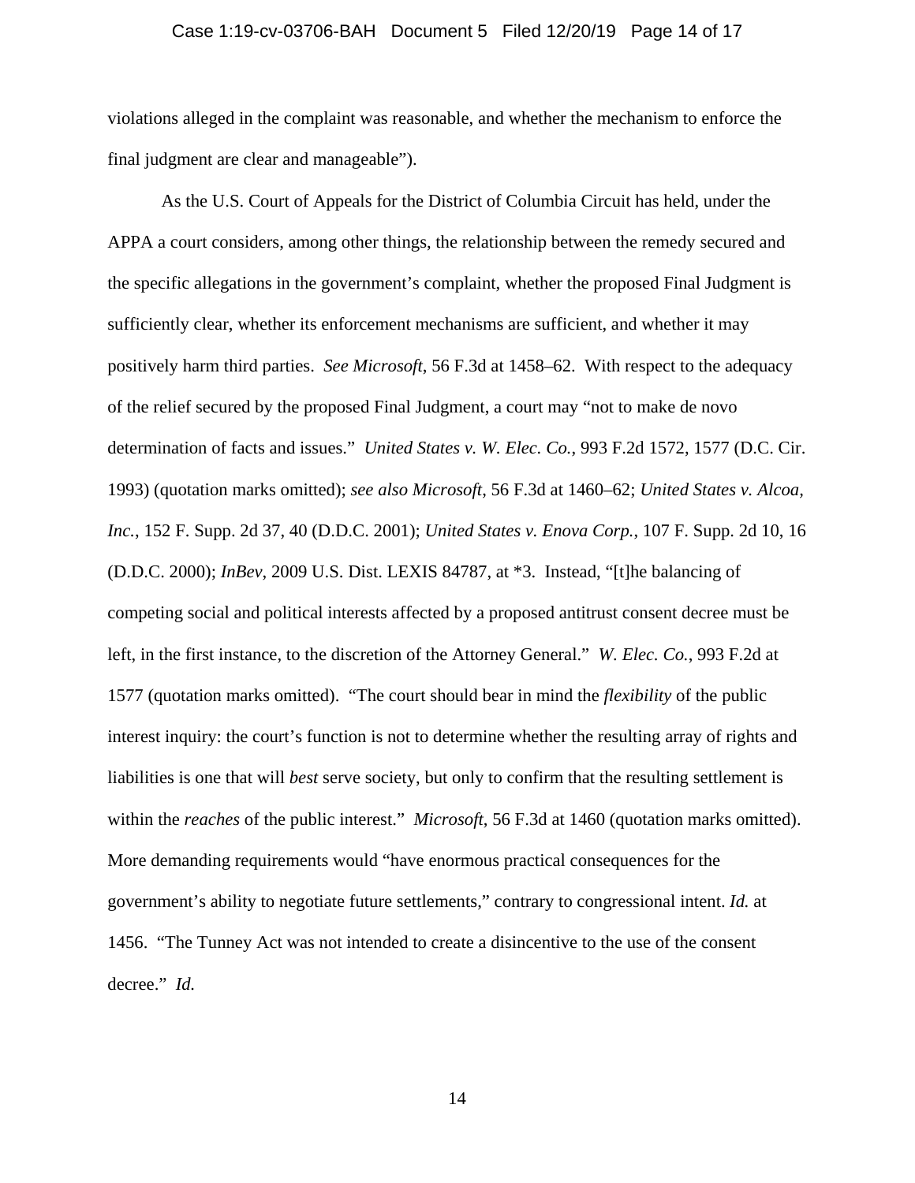violations alleged in the complaint was reasonable, and whether the mechanism to enforce the final judgment are clear and manageable").

As the U.S. Court of Appeals for the District of Columbia Circuit has held, under the APPA a court considers, among other things, the relationship between the remedy secured and the specific allegations in the government's complaint, whether the proposed Final Judgment is sufficiently clear, whether its enforcement mechanisms are sufficient, and whether it may positively harm third parties. *See Microsoft*, 56 F.3d at 1458–62. With respect to the adequacy of the relief secured by the proposed Final Judgment, a court may "not to make de novo determination of facts and issues." *United States v. W. Elec. Co.*, 993 F.2d 1572, 1577 (D.C. Cir. 1993) (quotation marks omitted); *see also Microsoft*, 56 F.3d at 1460–62; *United States v. Alcoa, Inc.*, 152 F. Supp. 2d 37, 40 (D.D.C. 2001); *United States v. Enova Corp.*, 107 F. Supp. 2d 10, 16 (D.D.C. 2000); *InBev*, 2009 U.S. Dist. LEXIS 84787, at *3. Instead, "[t]he balancing of competing social and political interests affected by a proposed antitrust consent decree must be left, in the first instance, to the discretion of the Attorney General." *W. Elec. Co.*, 993 F.2d at 1577 (quotation marks omitted). "The court should bear in mind the *flexibility* of the public interest inquiry: the court's function is not to determine whether the resulting array of rights and liabilities is one that will *best* serve society, but only to confirm that the resulting settlement is within the *reaches* of the public interest." *Microsoft*, 56 F.3d at 1460 (quotation marks omitted). More demanding requirements would "have enormous practical consequences for the government's ability to negotiate future settlements," contrary to congressional intent. *Id.* at 1456. "The Tunney Act was not intended to create a disincentive to the use of the consent decree." *Id.*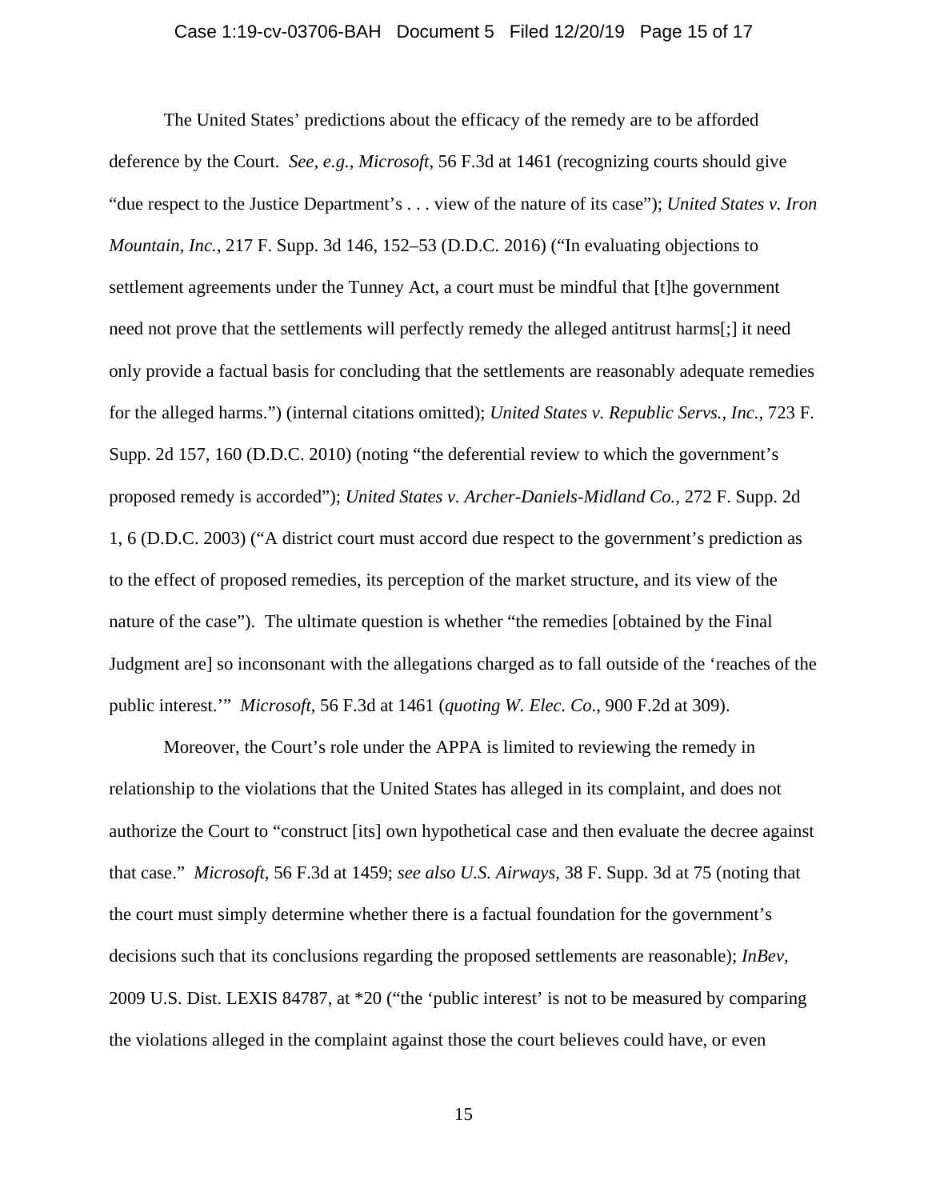The United States' predictions about the efficacy of the remedy are to be afforded deference by the Court. *See, e.g.*, *Microsoft*, 56 F.3d at 1461 (recognizing courts should give "due respect to the Justice Department's . . . view of the nature of its case"); *United States v. Iron Mountain, Inc.*, 217 F. Supp. 3d 146, 152–53 (D.D.C. 2016) ("In evaluating objections to settlement agreements under the Tunney Act, a court must be mindful that [t]he government need not prove that the settlements will perfectly remedy the alleged antitrust harms[;] it need only provide a factual basis for concluding that the settlements are reasonably adequate remedies for the alleged harms.") (internal citations omitted); *United States v. Republic Servs., Inc.*, 723 F. Supp. 2d 157, 160 (D.D.C. 2010) (noting "the deferential review to which the government's proposed remedy is accorded"); *United States v. Archer-Daniels-Midland Co.*, 272 F. Supp. 2d 1, 6 (D.D.C. 2003) ("A district court must accord due respect to the government's prediction as to the effect of proposed remedies, its perception of the market structure, and its view of the nature of the case"). The ultimate question is whether "the remedies [obtained by the Final Judgment are] so inconsonant with the allegations charged as to fall outside of the 'reaches of the public interest.'" *Microsoft*, 56 F.3d at 1461 (*quoting W. Elec. Co.*, 900 F.2d at 309).

Moreover, the Court's role under the APPA is limited to reviewing the remedy in relationship to the violations that the United States has alleged in its complaint, and does not authorize the Court to "construct [its] own hypothetical case and then evaluate the decree against that case." *Microsoft*, 56 F.3d at 1459; *see also U.S. Airways*, 38 F. Supp. 3d at 75 (noting that the court must simply determine whether there is a factual foundation for the government's decisions such that its conclusions regarding the proposed settlements are reasonable); *InBev*, 2009 U.S. Dist. LEXIS 84787, at *20 ("the 'public interest' is not to be measured by comparing the violations alleged in the complaint against those the court believes could have, or even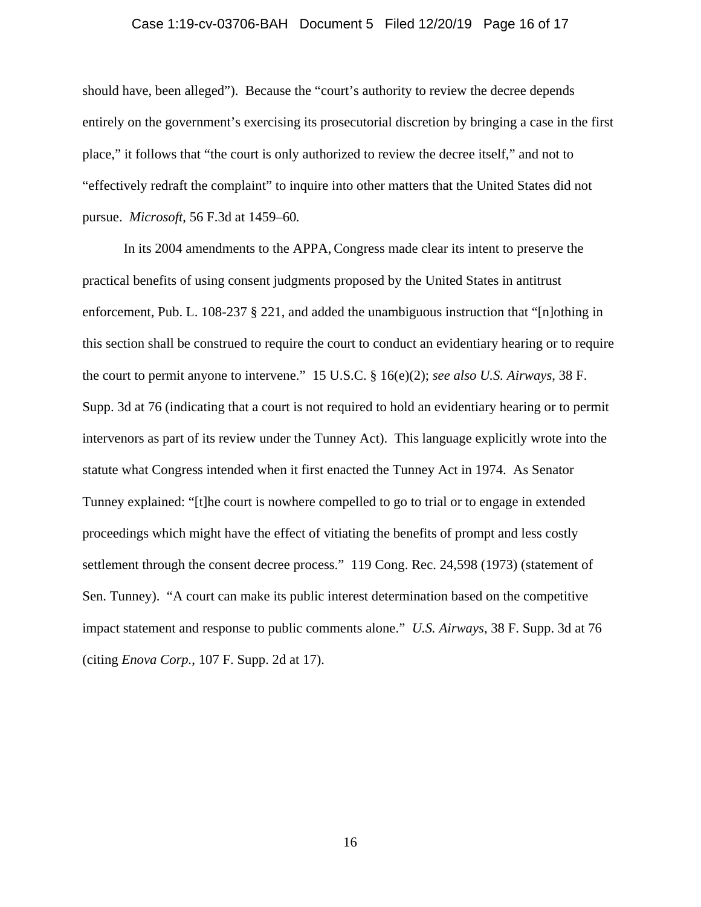should have, been alleged"). Because the "court's authority to review the decree depends entirely on the government's exercising its prosecutorial discretion by bringing a case in the first place," it follows that "the court is only authorized to review the decree itself," and not to "effectively redraft the complaint" to inquire into other matters that the United States did not pursue. *Microsoft*, 56 F.3d at 1459–60*.*

In its 2004 amendments to the APPA, Congress made clear its intent to preserve the practical benefits of using consent judgments proposed by the United States in antitrust enforcement, Pub. L. 108-237 § 221, and added the unambiguous instruction that "[n]othing in this section shall be construed to require the court to conduct an evidentiary hearing or to require the court to permit anyone to intervene." 15 U.S.C. § 16(e)(2); *see also U.S. Airways*, 38 F. Supp. 3d at 76 (indicating that a court is not required to hold an evidentiary hearing or to permit intervenors as part of its review under the Tunney Act). This language explicitly wrote into the statute what Congress intended when it first enacted the Tunney Act in 1974. As Senator Tunney explained: "[t]he court is nowhere compelled to go to trial or to engage in extended proceedings which might have the effect of vitiating the benefits of prompt and less costly settlement through the consent decree process." 119 Cong. Rec. 24,598 (1973) (statement of Sen. Tunney). "A court can make its public interest determination based on the competitive impact statement and response to public comments alone." *U.S. Airways*, 38 F. Supp. 3d at 76 (citing *Enova Corp.*, 107 F. Supp. 2d at 17).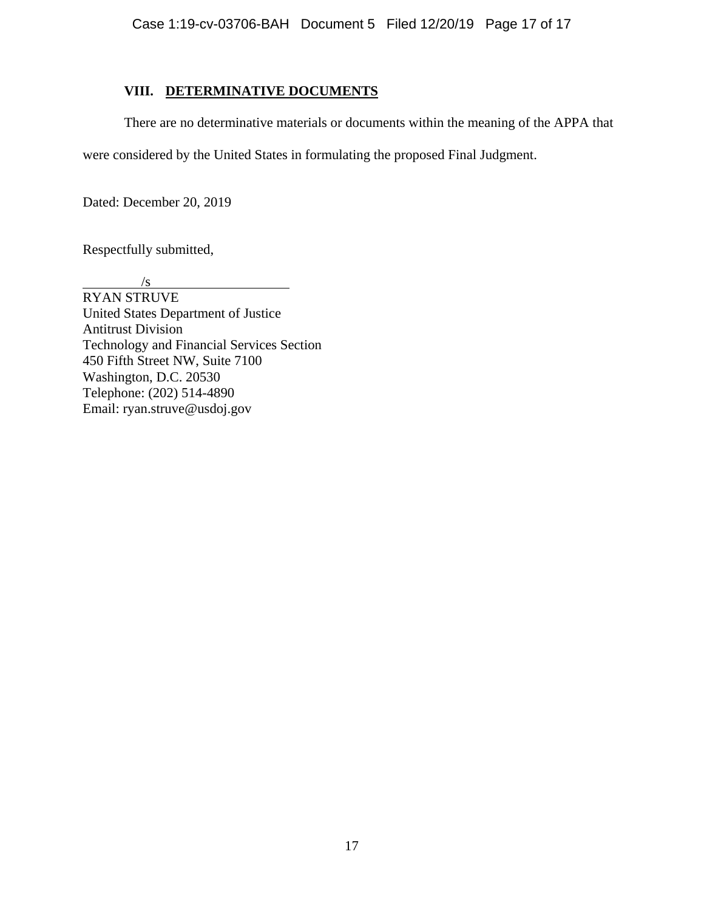## VIII. DETERMINATIVE DOCUMENTS

There are no determinative materials or documents within the meaning of the APPA that were considered by the United States in formulating the proposed Final Judgment.

Dated: December 20, 2019

Respectfully submitted,

/s

RYAN STRUVE
United States Department of Justice
Antitrust Division
Technology and Financial Services Section
450 Fifth Street NW, Suite 7100
Washington, D.C. 20530
Telephone: (202) 514-4890
Email: ryan.struve@usdoj.gov